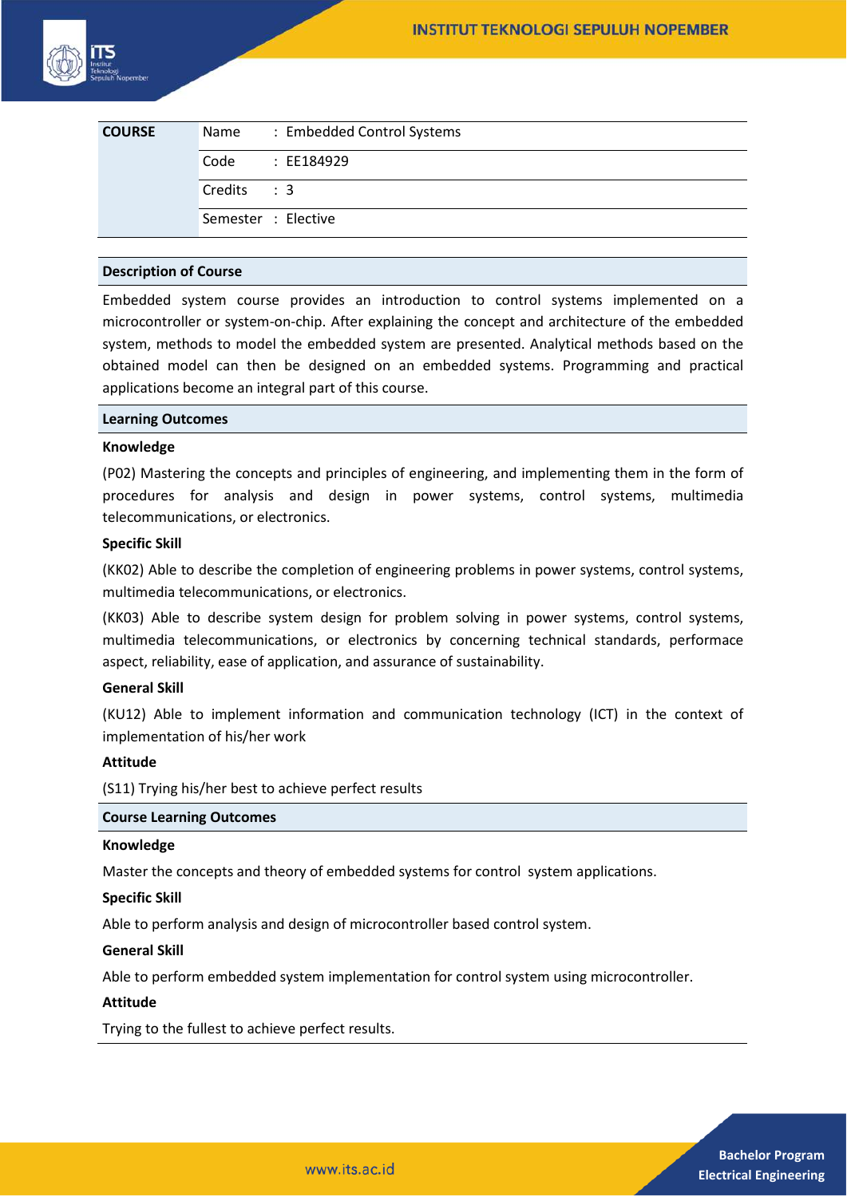| COURSE | | |
|---|---|---|
| | Name | : Embedded Control Systems |
| | Code | : EE184929 |
| | Credits | : 3 |
| | Semester | : Elective |

## Description of Course

Embedded system course provides an introduction to control systems implemented on a microcontroller or system-on-chip. After explaining the concept and architecture of the embedded system, methods to model the embedded system are presented. Analytical methods based on the obtained model can then be designed on an embedded systems. Programming and practical applications become an integral part of this course.

## Learning Outcomes

### Knowledge

(P02) Mastering the concepts and principles of engineering, and implementing them in the form of procedures for analysis and design in power systems, control systems, multimedia telecommunications, or electronics.

### Specific Skill

(KK02) Able to describe the completion of engineering problems in power systems, control systems, multimedia telecommunications, or electronics.

(KK03) Able to describe system design for problem solving in power systems, control systems, multimedia telecommunications, or electronics by concerning technical standards, performace aspect, reliability, ease of application, and assurance of sustainability.

### General Skill

(KU12) Able to implement information and communication technology (ICT) in the context of implementation of his/her work

### Attitude

(S11) Trying his/her best to achieve perfect results

## Course Learning Outcomes

### Knowledge

Master the concepts and theory of embedded systems for control system applications.

### Specific Skill

Able to perform analysis and design of microcontroller based control system.

### General Skill

Able to perform embedded system implementation for control system using microcontroller.

### Attitude

Trying to the fullest to achieve perfect results.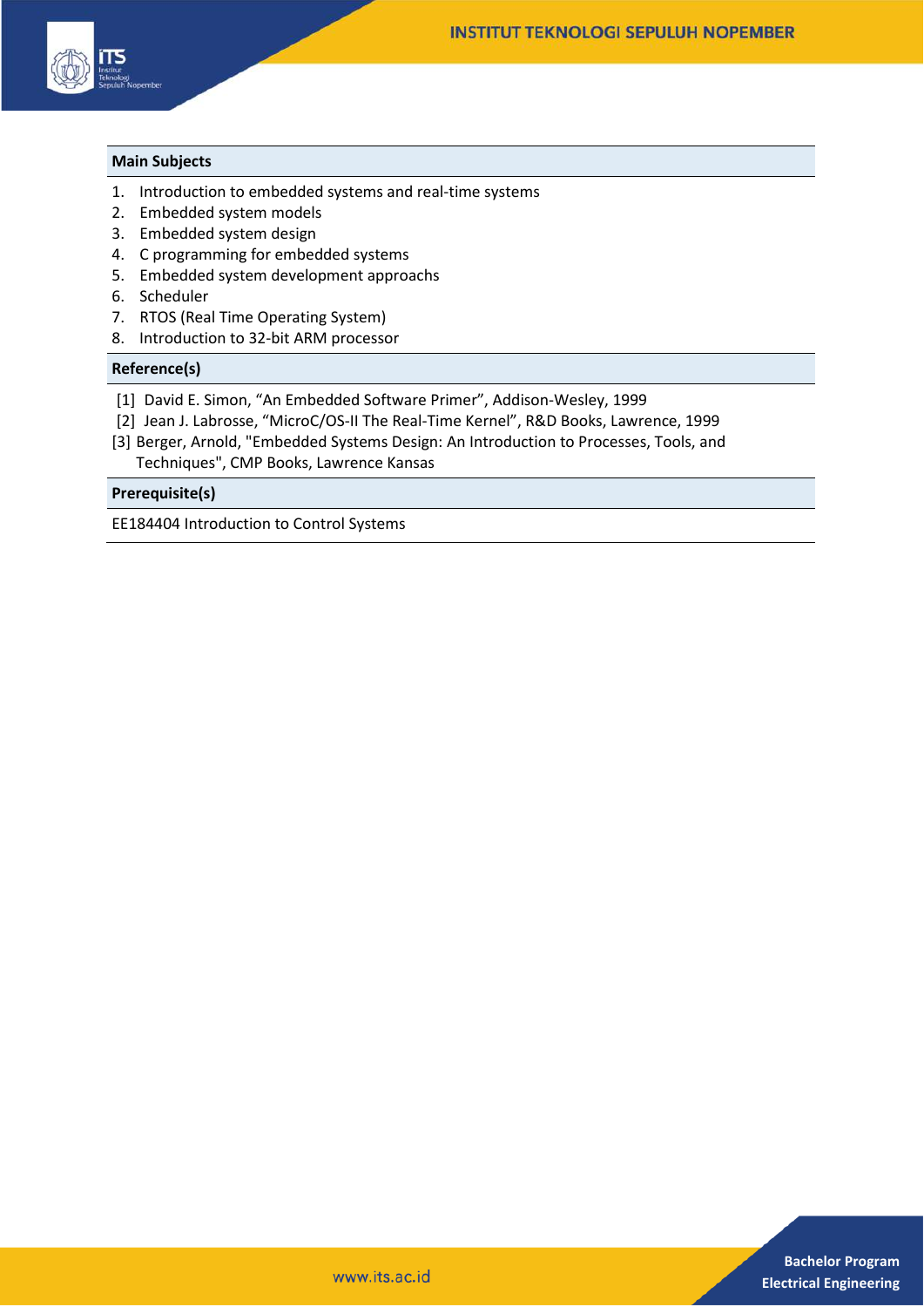**Main Subjects**

1. Introduction to embedded systems and real-time systems
2. Embedded system models
3. Embedded system design
4. C programming for embedded systems
5. Embedded system development approachs
6. Scheduler
7. RTOS (Real Time Operating System)
8. Introduction to 32-bit ARM processor

**Reference(s)**

[1] David E. Simon, "An Embedded Software Primer", Addison-Wesley, 1999
[2] Jean J. Labrosse, "MicroC/OS-II The Real-Time Kernel", R&D Books, Lawrence, 1999
[3] Berger, Arnold, "Embedded Systems Design: An Introduction to Processes, Tools, and Techniques", CMP Books, Lawrence Kansas

**Prerequisite(s)**

EE184404 Introduction to Control Systems